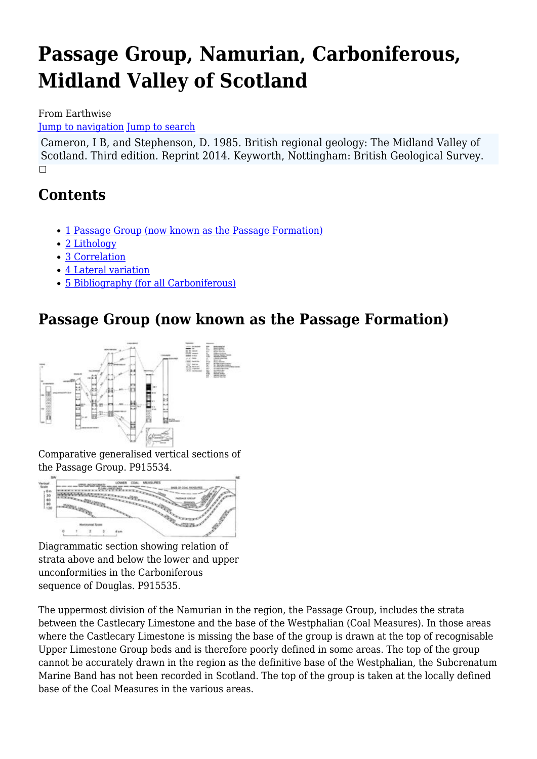# Passage Group, Namurian, Carboniferous, Midland Valley of Scotland

From Earthwise

Jump to navigation Jump to search

Cameron, I B, and Stephenson, D. 1985. British regional geology: The Midland Valley of Scotland. Third edition. Reprint 2014. Keyworth, Nottingham: British Geological Survey.

## Contents

- 1 Passage Group (now known as the Passage Formation)
- 2 Lithology
- 3 Correlation
- 4 Lateral variation
- 5 Bibliography (for all Carboniferous)

## Passage Group (now known as the Passage Formation)

Comparative generalised vertical sections of the Passage Group. P915534.

Diagrammatic section showing relation of strata above and below the lower and upper unconformities in the Carboniferous sequence of Douglas. P915535.

The uppermost division of the Namurian in the region, the Passage Group, includes the strata between the Castlecary Limestone and the base of the Westphalian (Coal Measures). In those areas where the Castlecary Limestone is missing the base of the group is drawn at the top of recognisable Upper Limestone Group beds and is therefore poorly defined in some areas. The top of the group cannot be accurately drawn in the region as the definitive base of the Westphalian, the Subcrenatum Marine Band has not been recorded in Scotland. The top of the group is taken at the locally defined base of the Coal Measures in the various areas.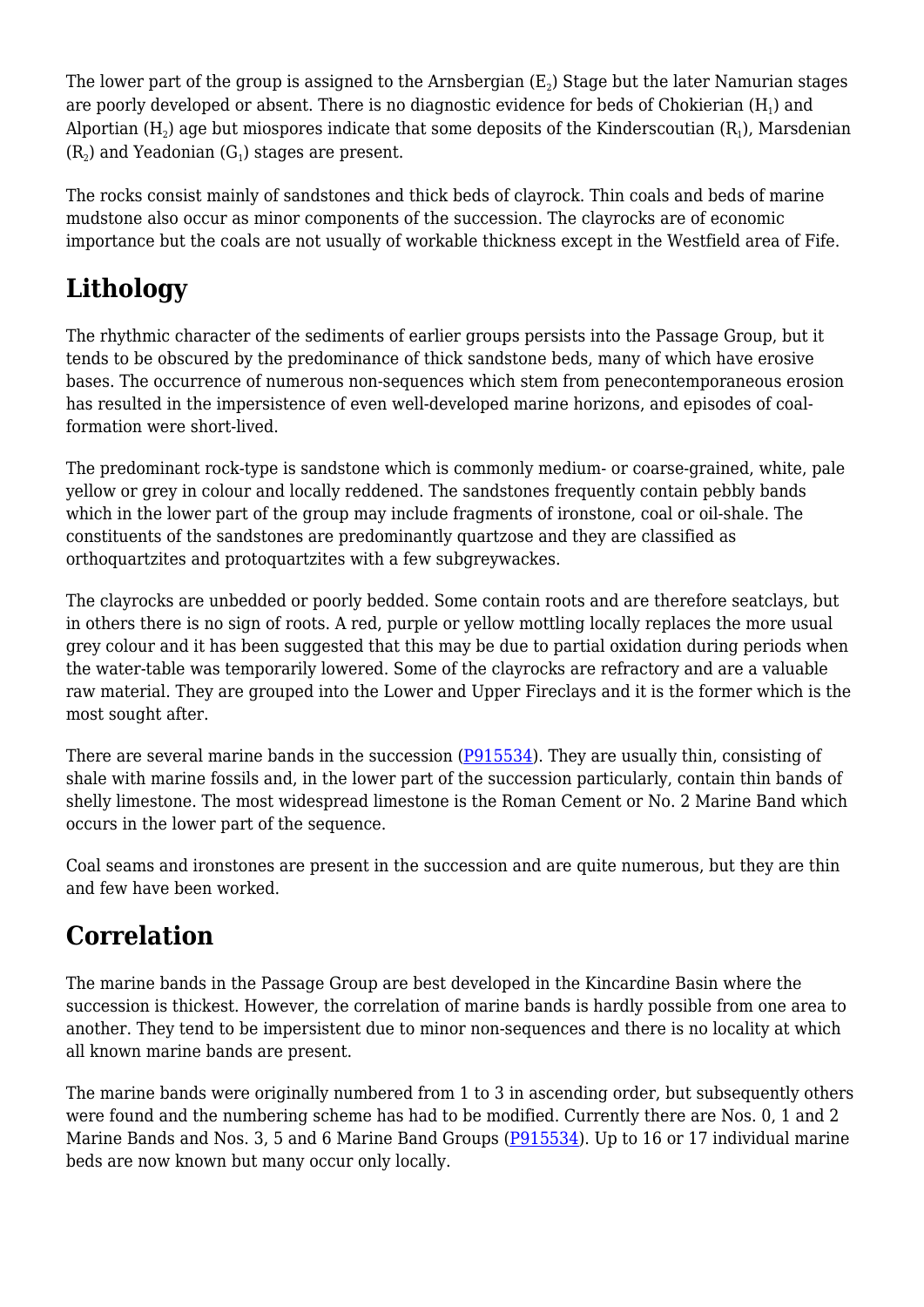The lower part of the group is assigned to the Arnsbergian ($E_2$) Stage but the later Namurian stages are poorly developed or absent. There is no diagnostic evidence for beds of Chokierian ($H_1$) and Alportian ($H_2$) age but miospores indicate that some deposits of the Kinderscoutian ($R_1$), Marsdenian ($R_2$) and Yeadonian ($G_1$) stages are present.

The rocks consist mainly of sandstones and thick beds of clayrock. Thin coals and beds of marine mudstone also occur as minor components of the succession. The clayrocks are of economic importance but the coals are not usually of workable thickness except in the Westfield area of Fife.

## Lithology

The rhythmic character of the sediments of earlier groups persists into the Passage Group, but it tends to be obscured by the predominance of thick sandstone beds, many of which have erosive bases. The occurrence of numerous non-sequences which stem from penecontemporaneous erosion has resulted in the impersistence of even well-developed marine horizons, and episodes of coal-formation were short-lived.

The predominant rock-type is sandstone which is commonly medium- or coarse-grained, white, pale yellow or grey in colour and locally reddened. The sandstones frequently contain pebbly bands which in the lower part of the group may include fragments of ironstone, coal or oil-shale. The constituents of the sandstones are predominantly quartzose and they are classified as orthoquartzites and protoquartzites with a few subgreywackes.

The clayrocks are unbedded or poorly bedded. Some contain roots and are therefore seatclays, but in others there is no sign of roots. A red, purple or yellow mottling locally replaces the more usual grey colour and it has been suggested that this may be due to partial oxidation during periods when the water-table was temporarily lowered. Some of the clayrocks are refractory and are a valuable raw material. They are grouped into the Lower and Upper Fireclays and it is the former which is the most sought after.

There are several marine bands in the succession (P915534). They are usually thin, consisting of shale with marine fossils and, in the lower part of the succession particularly, contain thin bands of shelly limestone. The most widespread limestone is the Roman Cement or No. 2 Marine Band which occurs in the lower part of the sequence.

Coal seams and ironstones are present in the succession and are quite numerous, but they are thin and few have been worked.

## Correlation

The marine bands in the Passage Group are best developed in the Kincardine Basin where the succession is thickest. However, the correlation of marine bands is hardly possible from one area to another. They tend to be impersistent due to minor non-sequences and there is no locality at which all known marine bands are present.

The marine bands were originally numbered from 1 to 3 in ascending order, but subsequently others were found and the numbering scheme has had to be modified. Currently there are Nos. 0, 1 and 2 Marine Bands and Nos. 3, 5 and 6 Marine Band Groups (P915534). Up to 16 or 17 individual marine beds are now known but many occur only locally.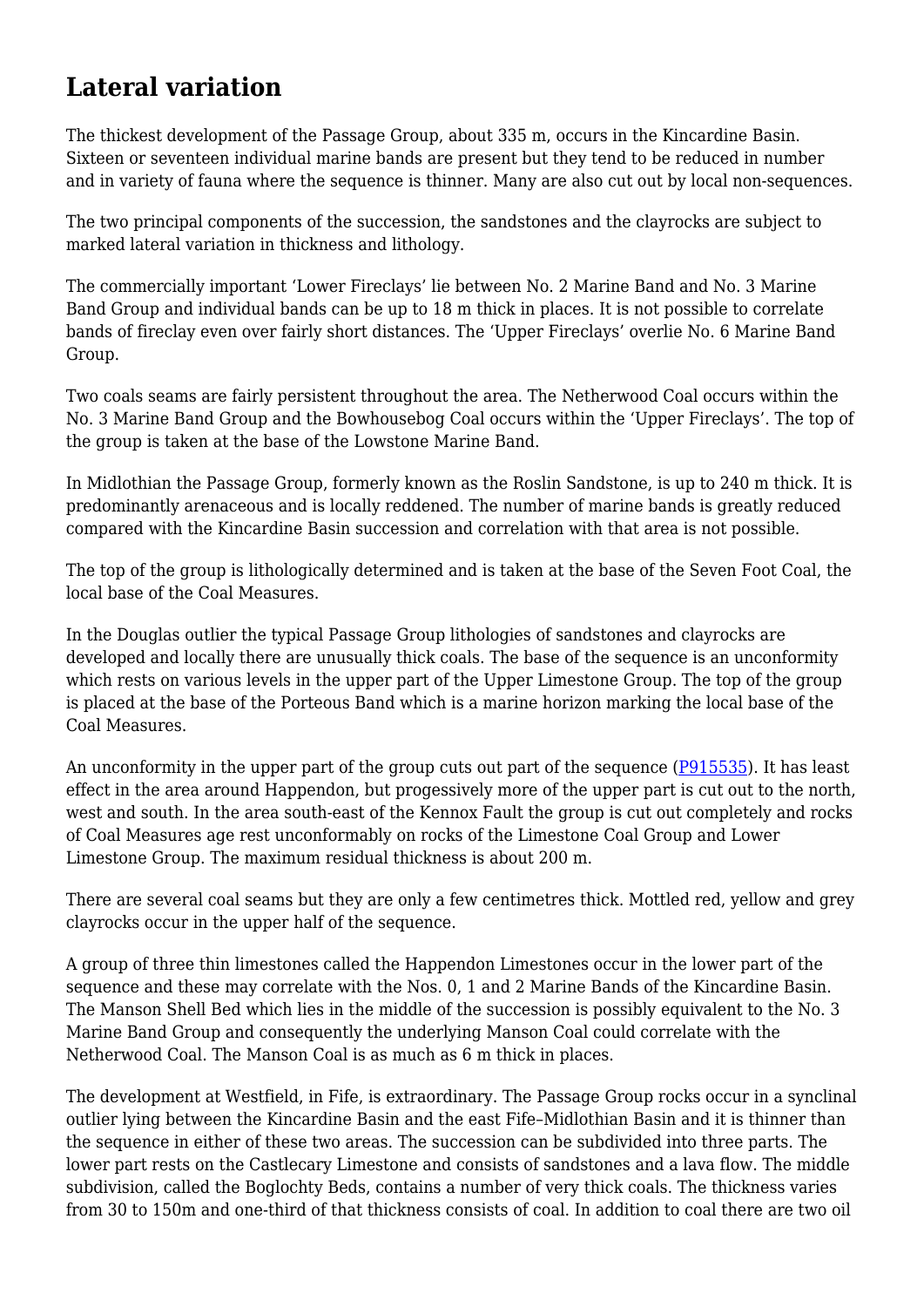## Lateral variation

The thickest development of the Passage Group, about 335 m, occurs in the Kincardine Basin. Sixteen or seventeen individual marine bands are present but they tend to be reduced in number and in variety of fauna where the sequence is thinner. Many are also cut out by local non-sequences.

The two principal components of the succession, the sandstones and the clayrocks are subject to marked lateral variation in thickness and lithology.

The commercially important 'Lower Fireclays' lie between No. 2 Marine Band and No. 3 Marine Band Group and individual bands can be up to 18 m thick in places. It is not possible to correlate bands of fireclay even over fairly short distances. The 'Upper Fireclays' overlie No. 6 Marine Band Group.

Two coals seams are fairly persistent throughout the area. The Netherwood Coal occurs within the No. 3 Marine Band Group and the Bowhousebog Coal occurs within the 'Upper Fireclays'. The top of the group is taken at the base of the Lowstone Marine Band.

In Midlothian the Passage Group, formerly known as the Roslin Sandstone, is up to 240 m thick. It is predominantly arenaceous and is locally reddened. The number of marine bands is greatly reduced compared with the Kincardine Basin succession and correlation with that area is not possible.

The top of the group is lithologically determined and is taken at the base of the Seven Foot Coal, the local base of the Coal Measures.

In the Douglas outlier the typical Passage Group lithologies of sandstones and clayrocks are developed and locally there are unusually thick coals. The base of the sequence is an unconformity which rests on various levels in the upper part of the Upper Limestone Group. The top of the group is placed at the base of the Porteous Band which is a marine horizon marking the local base of the Coal Measures.

An unconformity in the upper part of the group cuts out part of the sequence (P915535). It has least effect in the area around Happendon, but progessively more of the upper part is cut out to the north, west and south. In the area south-east of the Kennox Fault the group is cut out completely and rocks of Coal Measures age rest unconformably on rocks of the Limestone Coal Group and Lower Limestone Group. The maximum residual thickness is about 200 m.

There are several coal seams but they are only a few centimetres thick. Mottled red, yellow and grey clayrocks occur in the upper half of the sequence.

A group of three thin limestones called the Happendon Limestones occur in the lower part of the sequence and these may correlate with the Nos. 0, 1 and 2 Marine Bands of the Kincardine Basin. The Manson Shell Bed which lies in the middle of the succession is possibly equivalent to the No. 3 Marine Band Group and consequently the underlying Manson Coal could correlate with the Netherwood Coal. The Manson Coal is as much as 6 m thick in places.

The development at Westfield, in Fife, is extraordinary. The Passage Group rocks occur in a synclinal outlier lying between the Kincardine Basin and the east Fife–Midlothian Basin and it is thinner than the sequence in either of these two areas. The succession can be subdivided into three parts. The lower part rests on the Castlecary Limestone and consists of sandstones and a lava flow. The middle subdivision, called the Boglochty Beds, contains a number of very thick coals. The thickness varies from 30 to 150m and one-third of that thickness consists of coal. In addition to coal there are two oil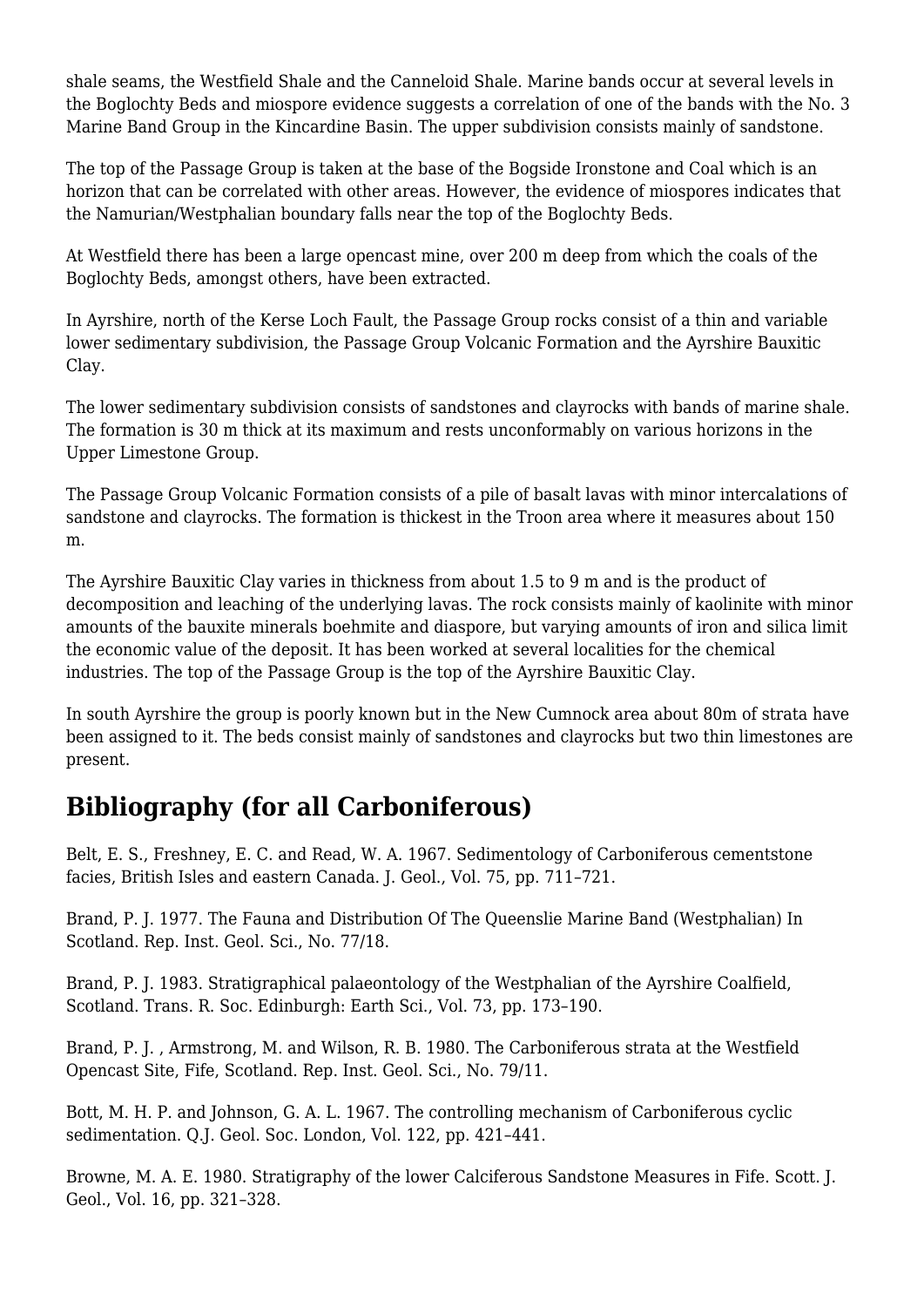shale seams, the Westfield Shale and the Canneloid Shale. Marine bands occur at several levels in the Boglochty Beds and miospore evidence suggests a correlation of one of the bands with the No. 3 Marine Band Group in the Kincardine Basin. The upper subdivision consists mainly of sandstone.

The top of the Passage Group is taken at the base of the Bogside Ironstone and Coal which is an horizon that can be correlated with other areas. However, the evidence of miospores indicates that the Namurian/Westphalian boundary falls near the top of the Boglochty Beds.

At Westfield there has been a large opencast mine, over 200 m deep from which the coals of the Boglochty Beds, amongst others, have been extracted.

In Ayrshire, north of the Kerse Loch Fault, the Passage Group rocks consist of a thin and variable lower sedimentary subdivision, the Passage Group Volcanic Formation and the Ayrshire Bauxitic Clay.

The lower sedimentary subdivision consists of sandstones and clayrocks with bands of marine shale. The formation is 30 m thick at its maximum and rests unconformably on various horizons in the Upper Limestone Group.

The Passage Group Volcanic Formation consists of a pile of basalt lavas with minor intercalations of sandstone and clayrocks. The formation is thickest in the Troon area where it measures about 150 m.

The Ayrshire Bauxitic Clay varies in thickness from about 1.5 to 9 m and is the product of decomposition and leaching of the underlying lavas. The rock consists mainly of kaolinite with minor amounts of the bauxite minerals boehmite and diaspore, but varying amounts of iron and silica limit the economic value of the deposit. It has been worked at several localities for the chemical industries. The top of the Passage Group is the top of the Ayrshire Bauxitic Clay.

In south Ayrshire the group is poorly known but in the New Cumnock area about 80m of strata have been assigned to it. The beds consist mainly of sandstones and clayrocks but two thin limestones are present.

## Bibliography (for all Carboniferous)

Belt, E. S., Freshney, E. C. and Read, W. A. 1967. Sedimentology of Carboniferous cementstone facies, British Isles and eastern Canada. J. Geol., Vol. 75, pp. 711–721.

Brand, P. J. 1977. The Fauna and Distribution Of The Queenslie Marine Band (Westphalian) In Scotland. Rep. Inst. Geol. Sci., No. 77/18.

Brand, P. J. 1983. Stratigraphical palaeontology of the Westphalian of the Ayrshire Coalfield, Scotland. Trans. R. Soc. Edinburgh: Earth Sci., Vol. 73, pp. 173–190.

Brand, P. J. , Armstrong, M. and Wilson, R. B. 1980. The Carboniferous strata at the Westfield Opencast Site, Fife, Scotland. Rep. Inst. Geol. Sci., No. 79/11.

Bott, M. H. P. and Johnson, G. A. L. 1967. The controlling mechanism of Carboniferous cyclic sedimentation. Q.J. Geol. Soc. London, Vol. 122, pp. 421–441.

Browne, M. A. E. 1980. Stratigraphy of the lower Calciferous Sandstone Measures in Fife. Scott. J. Geol., Vol. 16, pp. 321–328.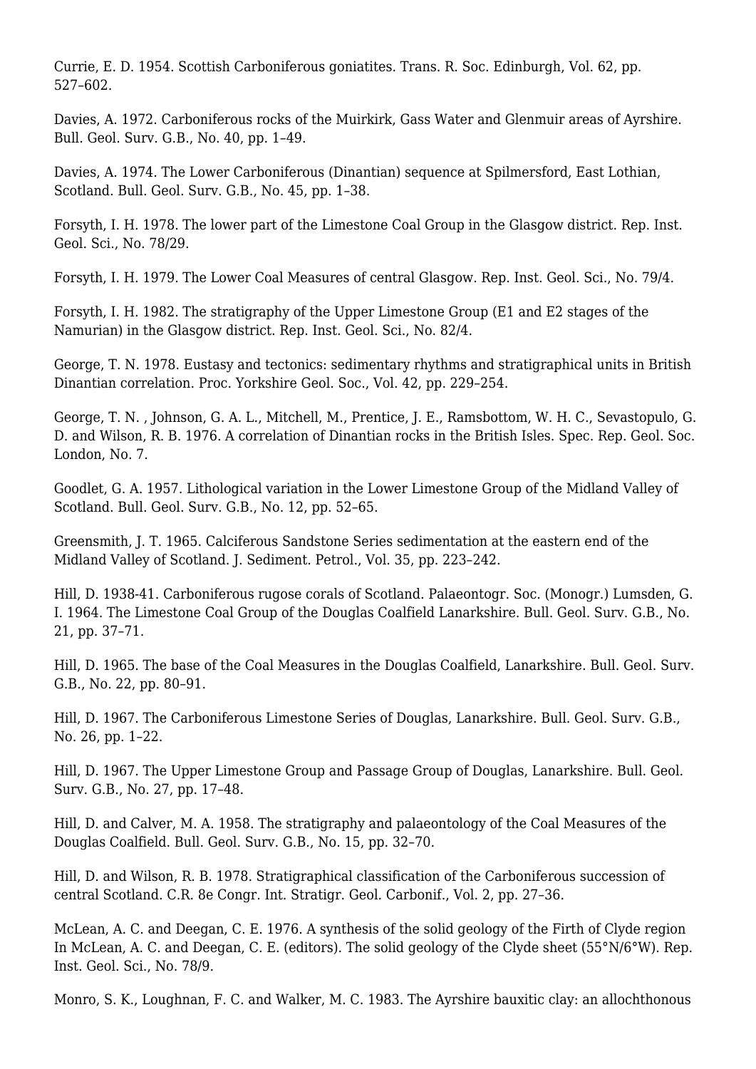Currie, E. D. 1954. Scottish Carboniferous goniatites. Trans. R. Soc. Edinburgh, Vol. 62, pp. 527–602.

Davies, A. 1972. Carboniferous rocks of the Muirkirk, Gass Water and Glenmuir areas of Ayrshire. Bull. Geol. Surv. G.B., No. 40, pp. 1–49.

Davies, A. 1974. The Lower Carboniferous (Dinantian) sequence at Spilmersford, East Lothian, Scotland. Bull. Geol. Surv. G.B., No. 45, pp. 1–38.

Forsyth, I. H. 1978. The lower part of the Limestone Coal Group in the Glasgow district. Rep. Inst. Geol. Sci., No. 78/29.

Forsyth, I. H. 1979. The Lower Coal Measures of central Glasgow. Rep. Inst. Geol. Sci., No. 79/4.

Forsyth, I. H. 1982. The stratigraphy of the Upper Limestone Group (E1 and E2 stages of the Namurian) in the Glasgow district. Rep. Inst. Geol. Sci., No. 82/4.

George, T. N. 1978. Eustasy and tectonics: sedimentary rhythms and stratigraphical units in British Dinantian correlation. Proc. Yorkshire Geol. Soc., Vol. 42, pp. 229–254.

George, T. N. , Johnson, G. A. L., Mitchell, M., Prentice, J. E., Ramsbottom, W. H. C., Sevastopulo, G. D. and Wilson, R. B. 1976. A correlation of Dinantian rocks in the British Isles. Spec. Rep. Geol. Soc. London, No. 7.

Goodlet, G. A. 1957. Lithological variation in the Lower Limestone Group of the Midland Valley of Scotland. Bull. Geol. Surv. G.B., No. 12, pp. 52–65.

Greensmith, J. T. 1965. Calciferous Sandstone Series sedimentation at the eastern end of the Midland Valley of Scotland. J. Sediment. Petrol., Vol. 35, pp. 223–242.

Hill, D. 1938-41. Carboniferous rugose corals of Scotland. Palaeontogr. Soc. (Monogr.) Lumsden, G. I. 1964. The Limestone Coal Group of the Douglas Coalfield Lanarkshire. Bull. Geol. Surv. G.B., No. 21, pp. 37–71.

Hill, D. 1965. The base of the Coal Measures in the Douglas Coalfield, Lanarkshire. Bull. Geol. Surv. G.B., No. 22, pp. 80–91.

Hill, D. 1967. The Carboniferous Limestone Series of Douglas, Lanarkshire. Bull. Geol. Surv. G.B., No. 26, pp. 1–22.

Hill, D. 1967. The Upper Limestone Group and Passage Group of Douglas, Lanarkshire. Bull. Geol. Surv. G.B., No. 27, pp. 17–48.

Hill, D. and Calver, M. A. 1958. The stratigraphy and palaeontology of the Coal Measures of the Douglas Coalfield. Bull. Geol. Surv. G.B., No. 15, pp. 32–70.

Hill, D. and Wilson, R. B. 1978. Stratigraphical classification of the Carboniferous succession of central Scotland. C.R. 8e Congr. Int. Stratigr. Geol. Carbonif., Vol. 2, pp. 27–36.

McLean, A. C. and Deegan, C. E. 1976. A synthesis of the solid geology of the Firth of Clyde region In McLean, A. C. and Deegan, C. E. (editors). The solid geology of the Clyde sheet (55°N/6°W). Rep. Inst. Geol. Sci., No. 78/9.

Monro, S. K., Loughnan, F. C. and Walker, M. C. 1983. The Ayrshire bauxitic clay: an allochthonous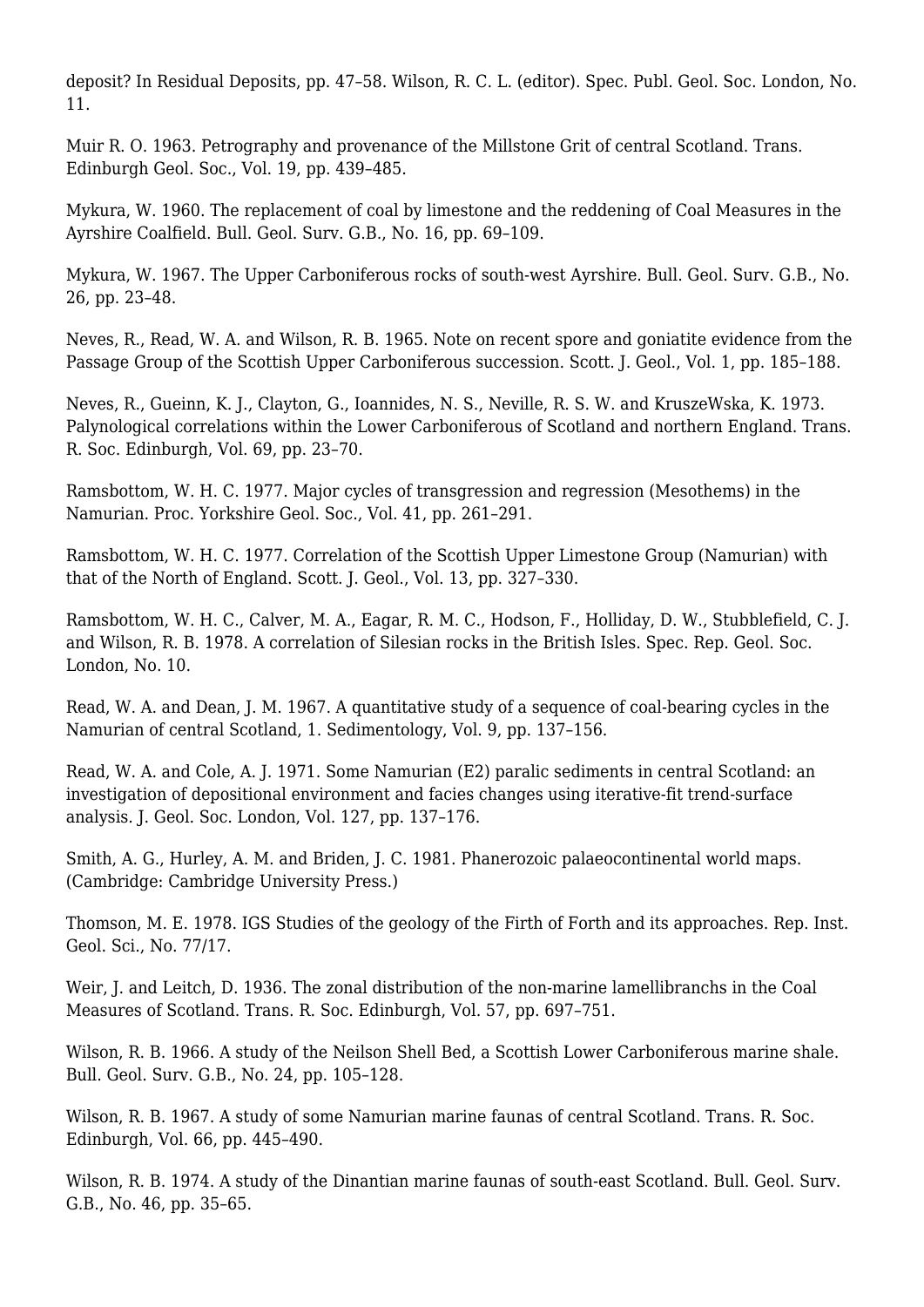deposit? In Residual Deposits, pp. 47–58. Wilson, R. C. L. (editor). Spec. Publ. Geol. Soc. London, No. 11.

Muir R. O. 1963. Petrography and provenance of the Millstone Grit of central Scotland. Trans. Edinburgh Geol. Soc., Vol. 19, pp. 439–485.

Mykura, W. 1960. The replacement of coal by limestone and the reddening of Coal Measures in the Ayrshire Coalfield. Bull. Geol. Surv. G.B., No. 16, pp. 69–109.

Mykura, W. 1967. The Upper Carboniferous rocks of south-west Ayrshire. Bull. Geol. Surv. G.B., No. 26, pp. 23–48.

Neves, R., Read, W. A. and Wilson, R. B. 1965. Note on recent spore and goniatite evidence from the Passage Group of the Scottish Upper Carboniferous succession. Scott. J. Geol., Vol. 1, pp. 185–188.

Neves, R., Gueinn, K. J., Clayton, G., Ioannides, N. S., Neville, R. S. W. and KruszeWska, K. 1973. Palynological correlations within the Lower Carboniferous of Scotland and northern England. Trans. R. Soc. Edinburgh, Vol. 69, pp. 23–70.

Ramsbottom, W. H. C. 1977. Major cycles of transgression and regression (Mesothems) in the Namurian. Proc. Yorkshire Geol. Soc., Vol. 41, pp. 261–291.

Ramsbottom, W. H. C. 1977. Correlation of the Scottish Upper Limestone Group (Namurian) with that of the North of England. Scott. J. Geol., Vol. 13, pp. 327–330.

Ramsbottom, W. H. C., Calver, M. A., Eagar, R. M. C., Hodson, F., Holliday, D. W., Stubblefield, C. J. and Wilson, R. B. 1978. A correlation of Silesian rocks in the British Isles. Spec. Rep. Geol. Soc. London, No. 10.

Read, W. A. and Dean, J. M. 1967. A quantitative study of a sequence of coal-bearing cycles in the Namurian of central Scotland, 1. Sedimentology, Vol. 9, pp. 137–156.

Read, W. A. and Cole, A. J. 1971. Some Namurian (E2) paralic sediments in central Scotland: an investigation of depositional environment and facies changes using iterative-fit trend-surface analysis. J. Geol. Soc. London, Vol. 127, pp. 137–176.

Smith, A. G., Hurley, A. M. and Briden, J. C. 1981. Phanerozoic palaeocontinental world maps. (Cambridge: Cambridge University Press.)

Thomson, M. E. 1978. IGS Studies of the geology of the Firth of Forth and its approaches. Rep. Inst. Geol. Sci., No. 77/17.

Weir, J. and Leitch, D. 1936. The zonal distribution of the non-marine lamellibranchs in the Coal Measures of Scotland. Trans. R. Soc. Edinburgh, Vol. 57, pp. 697–751.

Wilson, R. B. 1966. A study of the Neilson Shell Bed, a Scottish Lower Carboniferous marine shale. Bull. Geol. Surv. G.B., No. 24, pp. 105–128.

Wilson, R. B. 1967. A study of some Namurian marine faunas of central Scotland. Trans. R. Soc. Edinburgh, Vol. 66, pp. 445–490.

Wilson, R. B. 1974. A study of the Dinantian marine faunas of south-east Scotland. Bull. Geol. Surv. G.B., No. 46, pp. 35–65.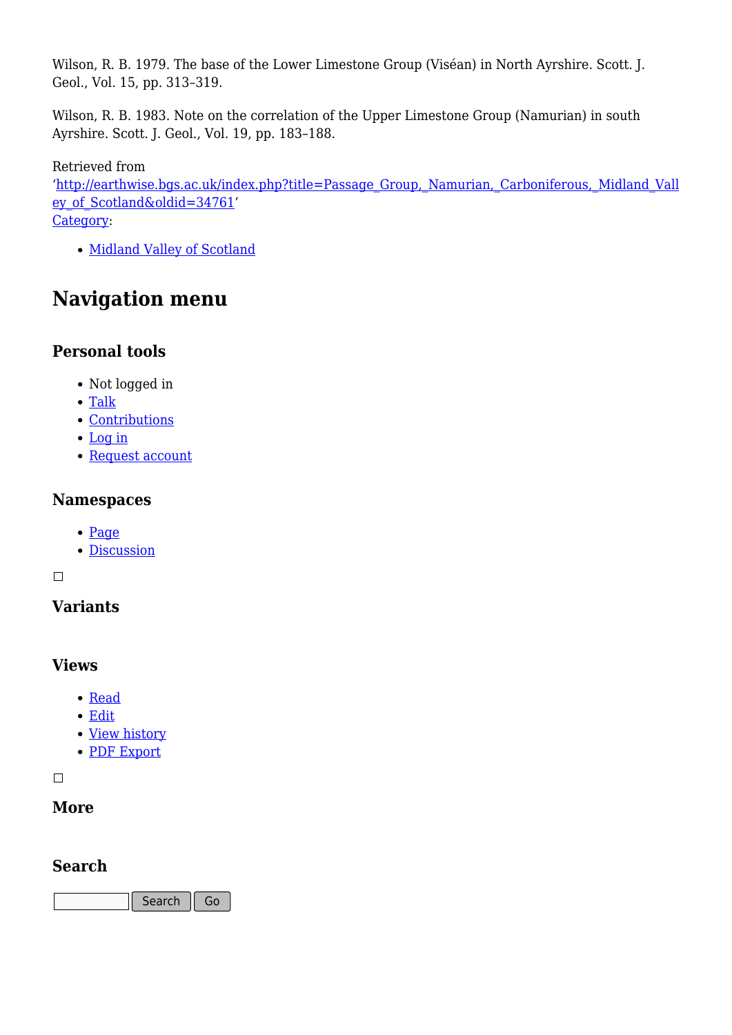Wilson, R. B. 1979. The base of the Lower Limestone Group (Viséan) in North Ayrshire. Scott. J. Geol., Vol. 15, pp. 313–319.

Wilson, R. B. 1983. Note on the correlation of the Upper Limestone Group (Namurian) in south Ayrshire. Scott. J. Geol., Vol. 19, pp. 183–188.

Retrieved from 'http://earthwise.bgs.ac.uk/index.php?title=Passage_Group,_Namurian,_Carboniferous,_Midland_Valley_of_Scotland&oldid=34761'
Category:

- Midland Valley of Scotland

# Navigation menu

## Personal tools

- Not logged in
- Talk
- Contributions
- Log in
- Request account

## Namespaces

- Page
- Discussion

## Variants

## Views

- Read
- Edit
- View history
- PDF Export

## More

## Search

Search Go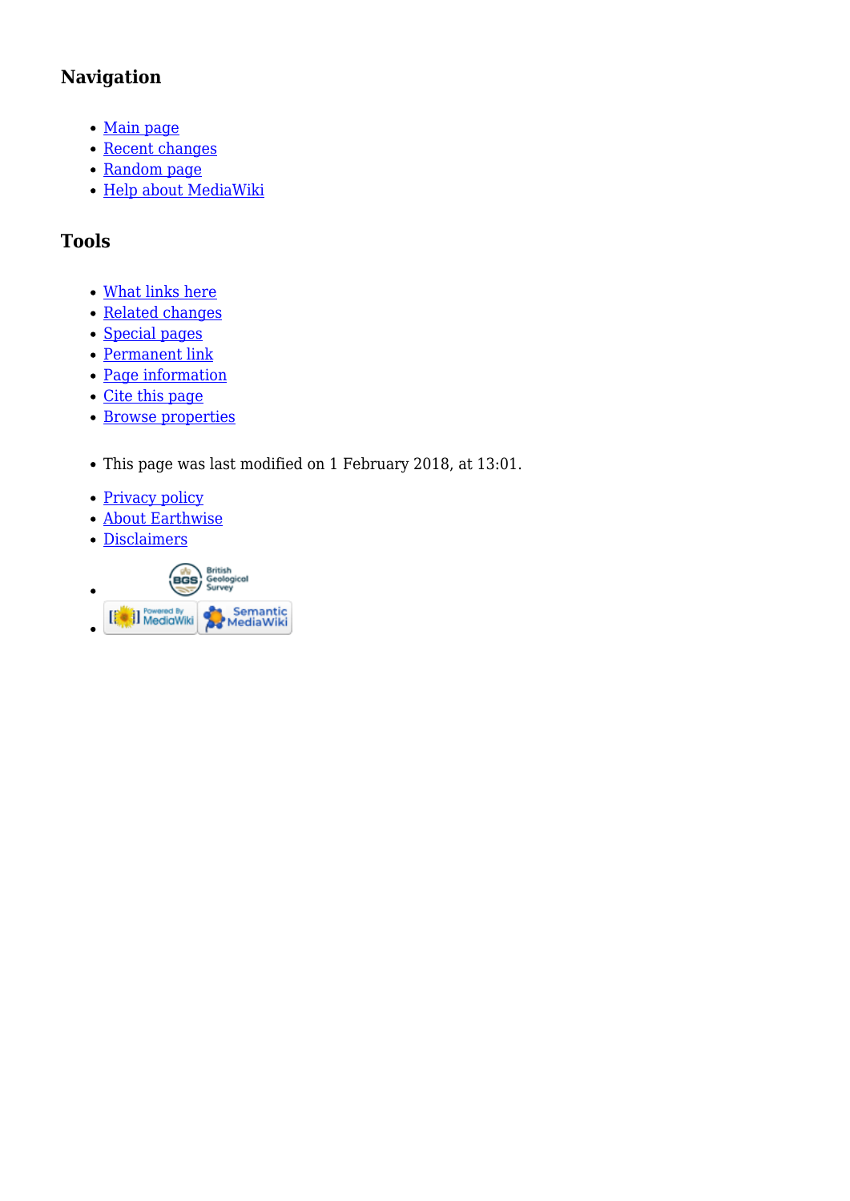### Navigation

- Main page
- Recent changes
- Random page
- Help about MediaWiki

### Tools

- What links here
- Related changes
- Special pages
- Permanent link
- Page information
- Cite this page
- Browse properties

- This page was last modified on 1 February 2018, at 13:01.

- Privacy policy
- About Earthwise
- Disclaimers